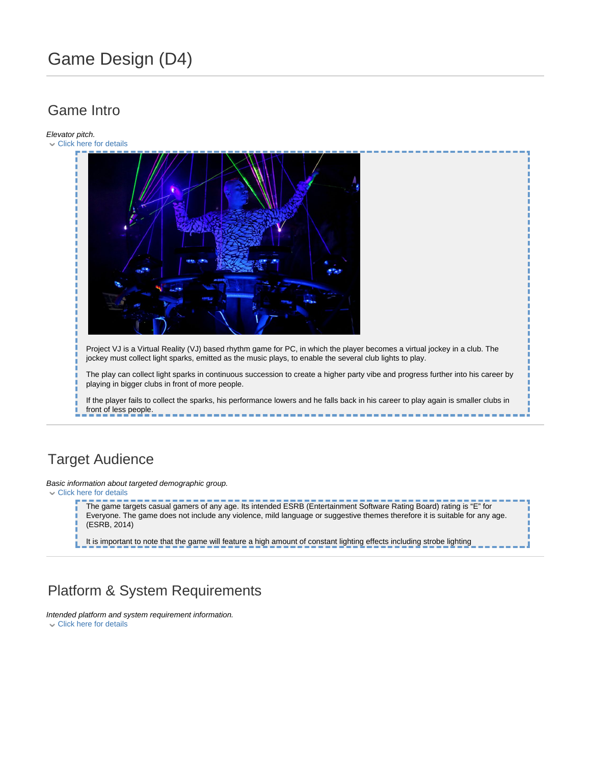# Game Design (D4)

## Game Intro

*Elevator pitch.*

Click here for details

Project VJ is a Virtual Reality (VJ) based rhythm game for PC, in which the player becomes a virtual jockey in a club. The jockey must collect light sparks, emitted as the music plays, to enable the several club lights to play.

The play can collect light sparks in continuous succession to create a higher party vibe and progress further into his career by playing in bigger clubs in front of more people.

If the player fails to collect the sparks, his performance lowers and he falls back in his career to play again is smaller clubs in front of less people.

## Target Audience

*Basic information about targeted demographic group.*

Click here for details

The game targets casual gamers of any age. Its intended ESRB (Entertainment Software Rating Board) rating is "E" for Everyone. The game does not include any violence, mild language or suggestive themes therefore it is suitable for any age. (ESRB, 2014)

It is important to note that the game will feature a high amount of constant lighting effects including strobe lighting

## Platform & System Requirements

*Intended platform and system requirement information.*

Click here for details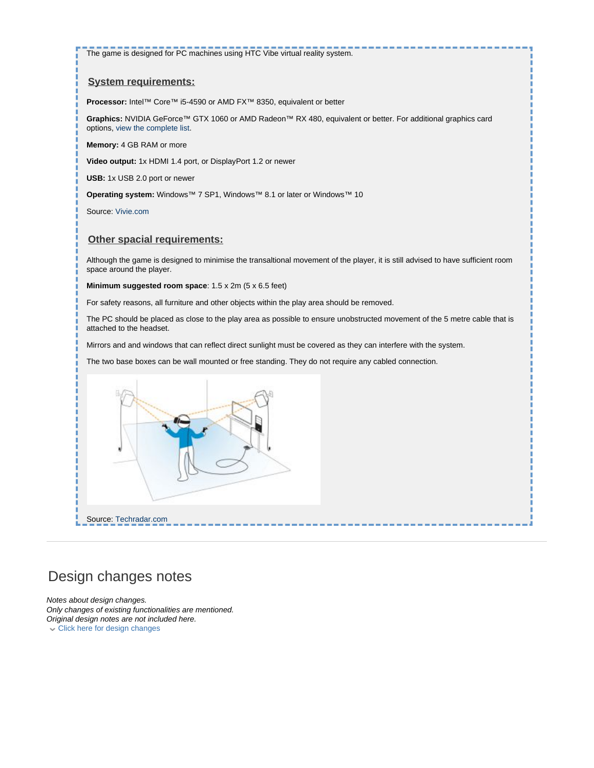The game is designed for PC machines using HTC Vibe virtual reality system.

## System requirements:

**Processor:** Intel™ Core™ i5-4590 or AMD FX™ 8350, equivalent or better

**Graphics:** NVIDIA GeForce™ GTX 1060 or AMD Radeon™ RX 480, equivalent or better. For additional graphics card options, view the complete list.

**Memory:** 4 GB RAM or more

**Video output:** 1x HDMI 1.4 port, or DisplayPort 1.2 or newer

**USB:** 1x USB 2.0 port or newer

**Operating system:** Windows™ 7 SP1, Windows™ 8.1 or later or Windows™ 10

Source: Vivie.com

## Other spacial requirements:

Although the game is designed to minimise the transaltional movement of the player, it is still advised to have sufficient room space around the player.

**Minimum suggested room space**: 1.5 x 2m (5 x 6.5 feet)

For safety reasons, all furniture and other objects within the play area should be removed.

The PC should be placed as close to the play area as possible to ensure unobstructed movement of the 5 metre cable that is attached to the headset.

Mirrors and and windows that can reflect direct sunlight must be covered as they can interfere with the system.

The two base boxes can be wall mounted or free standing. They do not require any cabled connection.

Source: Techradar.com

# Design changes notes

*Notes about design changes.*
*Only changes of existing functionalities are mentioned.*
*Original design notes are not included here.*

Click here for design changes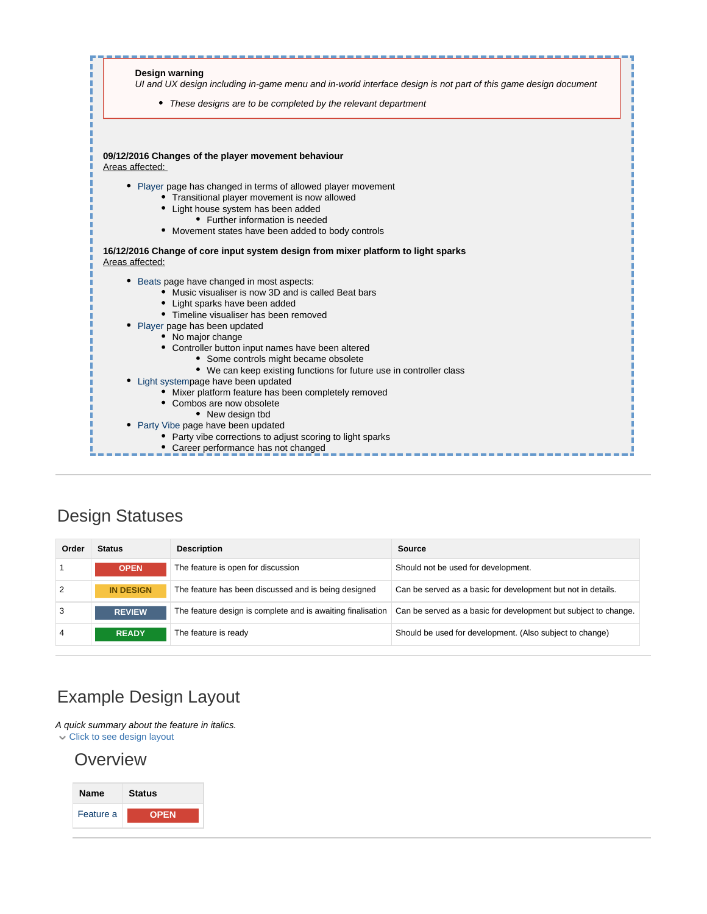**Design warning**

*UI and UX design including in-game menu and in-world interface design is not part of this game design document*

- *These designs are to be completed by the relevant department*

**09/12/2016 Changes of the player movement behaviour**

Areas affected:

- Player page has changed in terms of allowed player movement
  - Transitional player movement is now allowed
  - Light house system has been added
    - Further information is needed
  - Movement states have been added to body controls

**16/12/2016 Change of core input system design from mixer platform to light sparks**

Areas affected:

- Beats page have changed in most aspects:
  - Music visualiser is now 3D and is called Beat bars
  - Light sparks have been added
  - Timeline visualiser has been removed
- Player page has been updated
  - No major change
  - Controller button input names have been altered
    - Some controls might became obsolete
    - We can keep existing functions for future use in controller class
- Light systempage have been updated
  - Mixer platform feature has been completely removed
  - Combos are now obsolete
    - New design tbd
- Party Vibe page have been updated
  - Party vibe corrections to adjust scoring to light sparks
  - Career performance has not changed

---

## Design Statuses

| Order | Status | Description | Source |
|---|---|---|---|
| 1 | OPEN | The feature is open for discussion | Should not be used for development. |
| 2 | IN DESIGN | The feature has been discussed and is being designed | Can be served as a basic for development but not in details. |
| 3 | REVIEW | The feature design is complete and is awaiting finalisation | Can be served as a basic for development but subject to change. |
| 4 | READY | The feature is ready | Should be used for development. (Also subject to change) |

---

## Example Design Layout

*A quick summary about the feature in italics.*

Click to see design layout

## Overview

| Name | Status |
|---|---|
| Feature a | OPEN |

---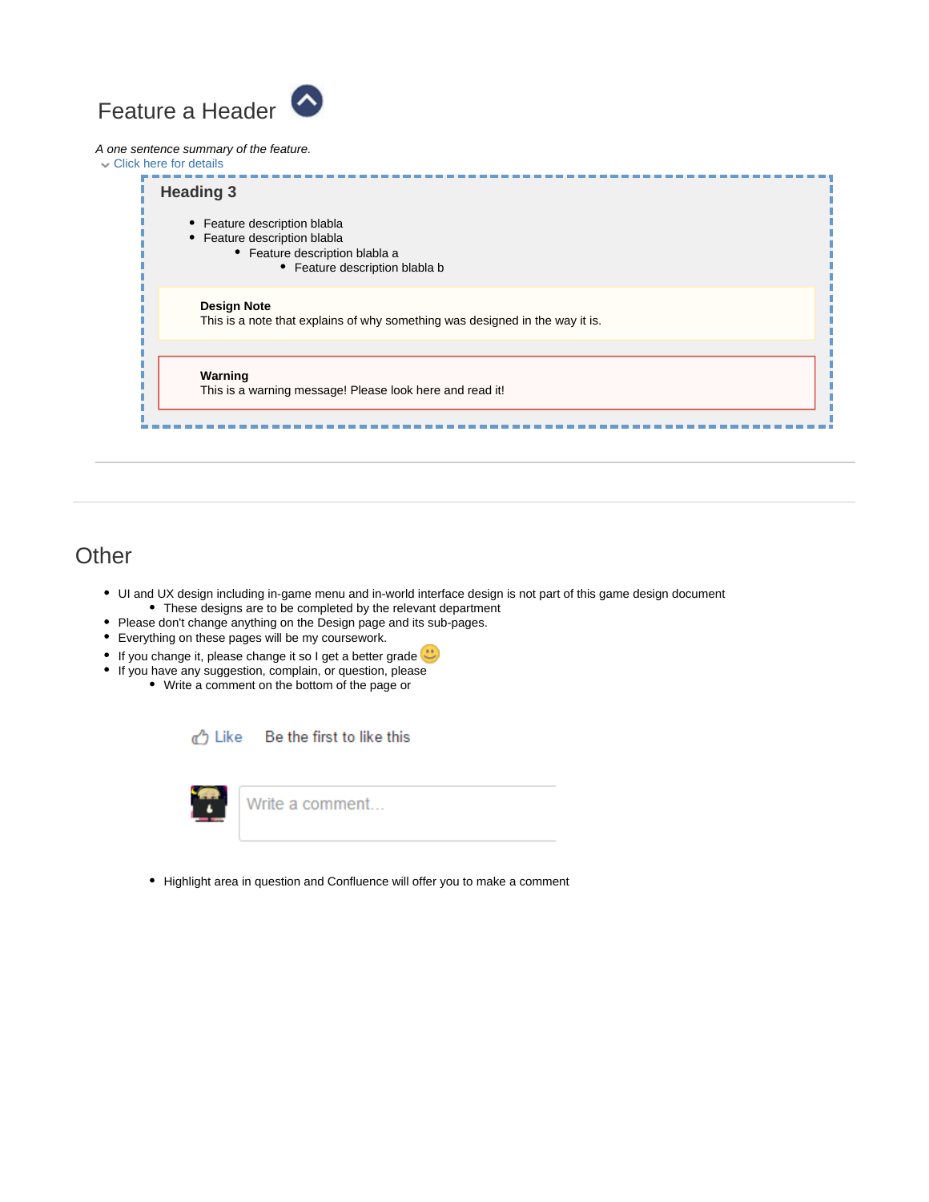## Feature a Header

*A one sentence summary of the feature.*

Click here for details

### Heading 3

- Feature description blabla
- Feature description blabla
  - Feature description blabla a
    - Feature description blabla b

**Design Note**
This is a note that explains of why something was designed in the way it is.

**Warning**
This is a warning message! Please look here and read it!

---

---

## Other

- UI and UX design including in-game menu and in-world interface design is not part of this game design document
  - These designs are to be completed by the relevant department
- Please don't change anything on the Design page and its sub-pages.
- Everything on these pages will be my coursework.
- If you change it, please change it so I get a better grade 🙂
- If you have any suggestion, complain, or question, please
  - Write a comment on the bottom of the page or

Like    Be the first to like this

Write a comment...

  - Highlight area in question and Confluence will offer you to make a comment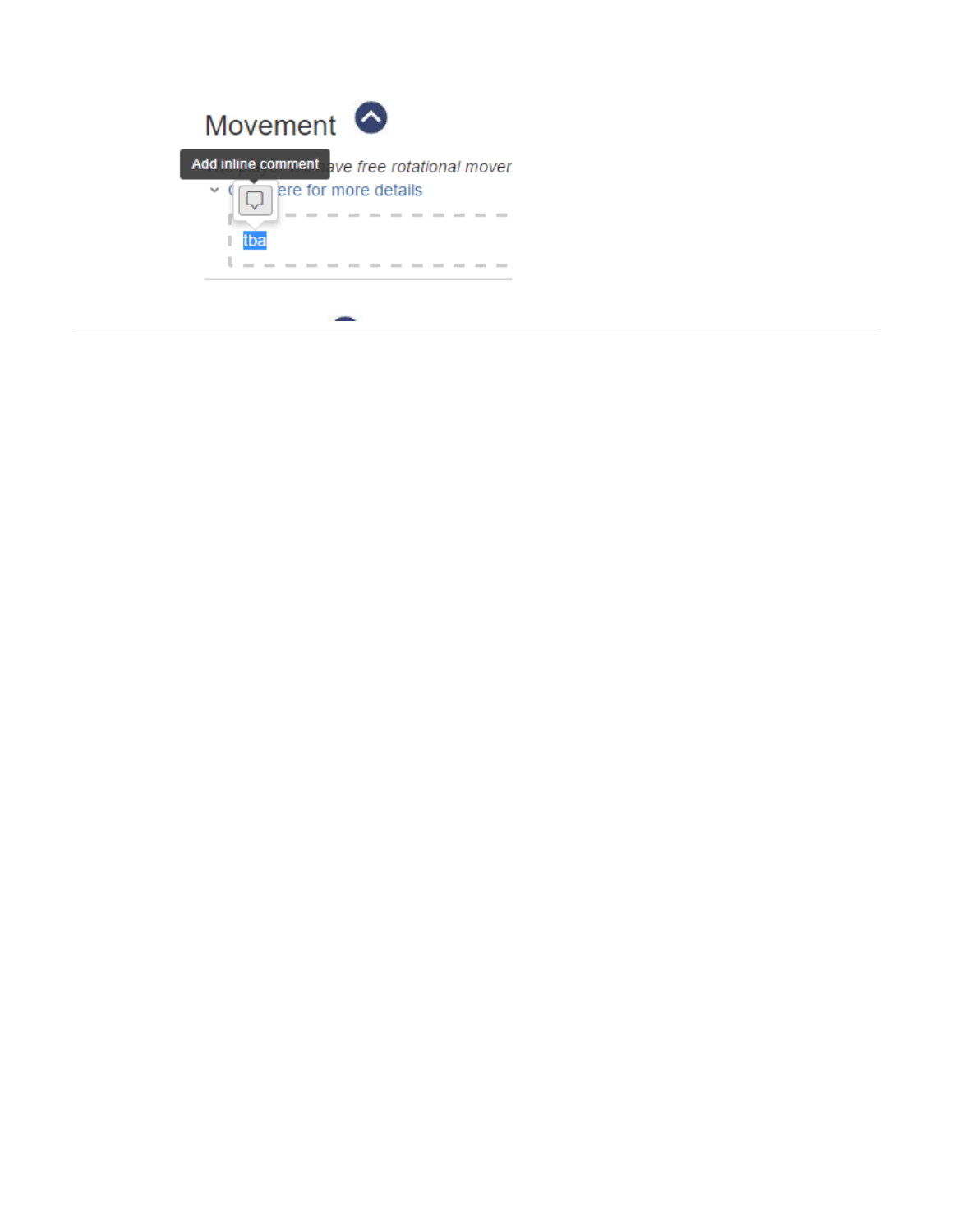## Movement

Add inline comment ave free rotational mover

ere for more details

tba